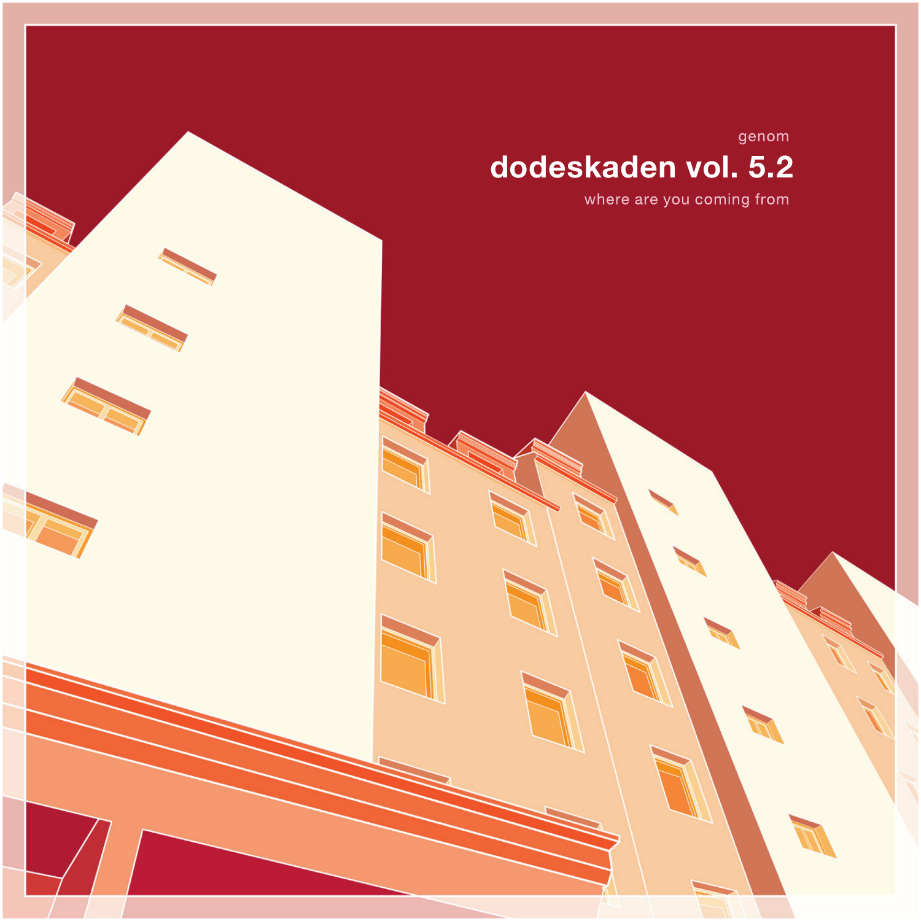genom

# dodeskaden vol. 5.2

where are you coming from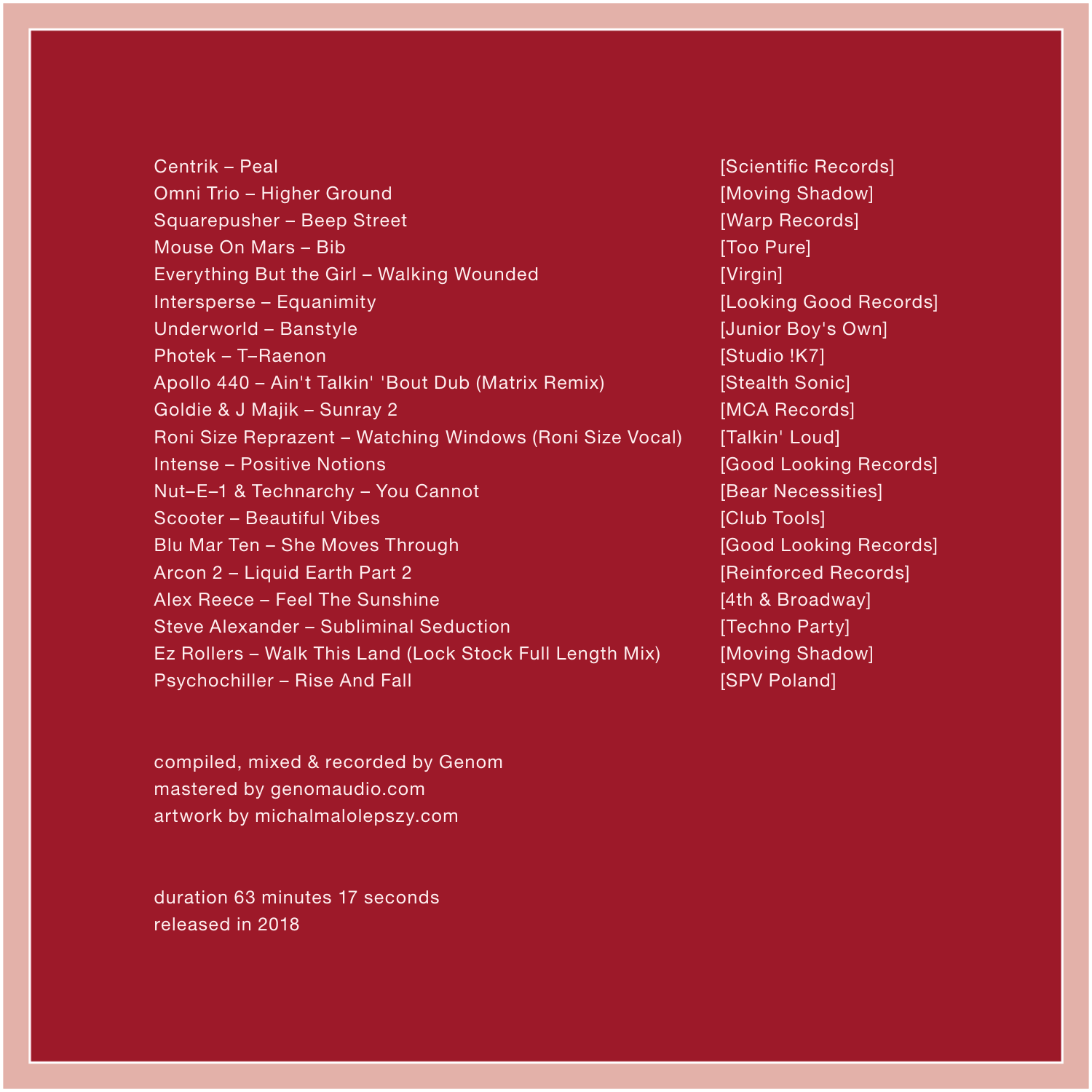| | |
|---|---|
| Centrik – Peal | [Scientific Records] |
| Omni Trio – Higher Ground | [Moving Shadow] |
| Squarepusher – Beep Street | [Warp Records] |
| Mouse On Mars – Bib | [Too Pure] |
| Everything But the Girl – Walking Wounded | [Virgin] |
| Intersperse – Equanimity | [Looking Good Records] |
| Underworld – Banstyle | [Junior Boy's Own] |
| Photek – T–Raenon | [Studio !K7] |
| Apollo 440 – Ain't Talkin' 'Bout Dub (Matrix Remix) | [Stealth Sonic] |
| Goldie & J Majik – Sunray 2 | [MCA Records] |
| Roni Size Reprazent – Watching Windows (Roni Size Vocal) | [Talkin' Loud] |
| Intense – Positive Notions | [Good Looking Records] |
| Nut–E–1 & Technarchy – You Cannot | [Bear Necessities] |
| Scooter – Beautiful Vibes | [Club Tools] |
| Blu Mar Ten – She Moves Through | [Good Looking Records] |
| Arcon 2 – Liquid Earth Part 2 | [Reinforced Records] |
| Alex Reece – Feel The Sunshine | [4th & Broadway] |
| Steve Alexander – Subliminal Seduction | [Techno Party] |
| Ez Rollers – Walk This Land (Lock Stock Full Length Mix) | [Moving Shadow] |
| Psychochiller – Rise And Fall | [SPV Poland] |

compiled, mixed & recorded by Genom
mastered by genomaudio.com
artwork by michalmalolepszy.com

duration 63 minutes 17 seconds
released in 2018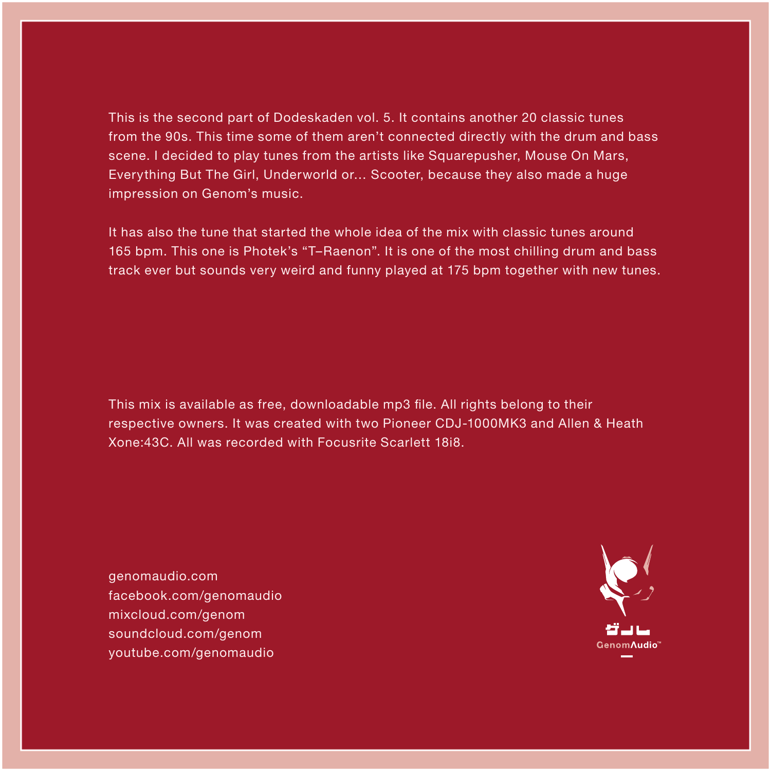This is the second part of Dodeskaden vol. 5. It contains another 20 classic tunes from the 90s. This time some of them aren’t connected directly with the drum and bass scene. I decided to play tunes from the artists like Squarepusher, Mouse On Mars, Everything But The Girl, Underworld or... Scooter, because they also made a huge impression on Genom’s music.

It has also the tune that started the whole idea of the mix with classic tunes around 165 bpm. This one is Photek’s “T–Raenon”. It is one of the most chilling drum and bass track ever but sounds very weird and funny played at 175 bpm together with new tunes.

This mix is available as free, downloadable mp3 file. All rights belong to their respective owners. It was created with two Pioneer CDJ-1000MK3 and Allen & Heath Xone:43C. All was recorded with Focusrite Scarlett 18i8.

genomaudio.com
facebook.com/genomaudio
mixcloud.com/genom
soundcloud.com/genom
youtube.com/genomaudio

ゲノム
GenomAudio™